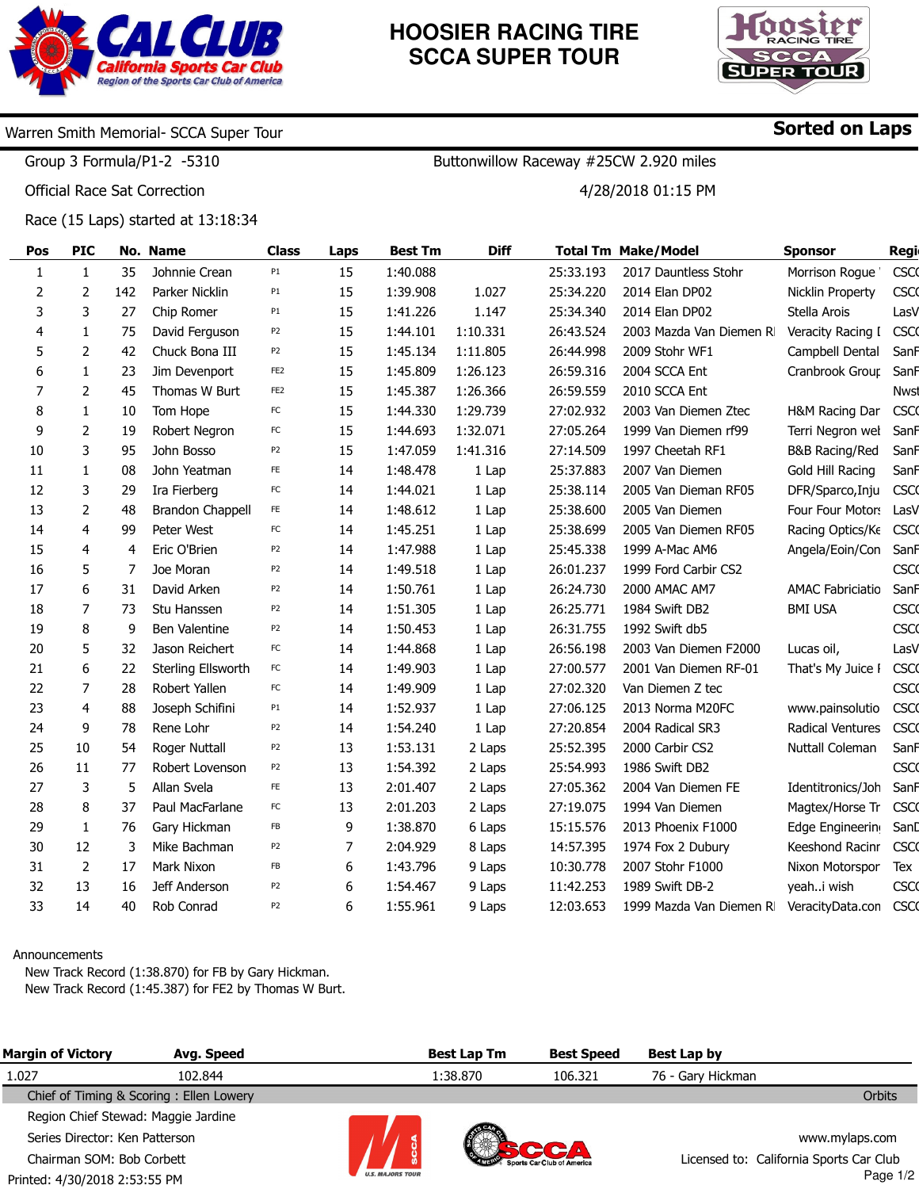# HOOSIER RACING TIRE SCCA SUPER TOUR

**Warren Smith Memorial- SCCA Super Tour** — **Sorted on Laps**

Group 3 Formula/P1-2 -5310 — Buttonwillow Raceway #25CW 2.920 miles

Official Race Sat Correction — 4/28/2018 01:15 PM

Race (15 Laps) started at 13:18:34

| Pos | PIC | No. | Name | Class | Laps | Best Tm | Diff | Total Tm | Make/Model | Sponsor | Regi |
|---|---|---|---|---|---|---|---|---|---|---|---|
| 1 | 1 | 35 | Johnnie Crean | P1 | 15 | 1:40.088 | | 25:33.193 | 2017 Dauntless Stohr | Morrison Rogue | CSCC |
| 2 | 2 | 142 | Parker Nicklin | P1 | 15 | 1:39.908 | 1.027 | 25:34.220 | 2014 Elan DP02 | Nicklin Property | CSCC |
| 3 | 3 | 27 | Chip Romer | P1 | 15 | 1:41.226 | 1.147 | 25:34.340 | 2014 Elan DP02 | Stella Arois | LasV |
| 4 | 1 | 75 | David Ferguson | P2 | 15 | 1:44.101 | 1:10.331 | 26:43.524 | 2003 Mazda Van Diemen R | Veracity Racing | CSCC |
| 5 | 2 | 42 | Chuck Bona III | P2 | 15 | 1:45.134 | 1:11.805 | 26:44.998 | 2009 Stohr WF1 | Campbell Dental | SanF |
| 6 | 1 | 23 | Jim Devenport | FE2 | 15 | 1:45.809 | 1:26.123 | 26:59.316 | 2004 SCCA Ent | Cranbrook Group | SanF |
| 7 | 2 | 45 | Thomas W Burt | FE2 | 15 | 1:45.387 | 1:26.366 | 26:59.559 | 2010 SCCA Ent | | Nwst |
| 8 | 1 | 10 | Tom Hope | FC | 15 | 1:44.330 | 1:29.739 | 27:02.932 | 2003 Van Diemen Ztec | H&M Racing Dar | CSCC |
| 9 | 2 | 19 | Robert Negron | FC | 15 | 1:44.693 | 1:32.071 | 27:05.264 | 1999 Van Diemen rf99 | Terri Negron wel | SanF |
| 10 | 3 | 95 | John Bosso | P2 | 15 | 1:47.059 | 1:41.316 | 27:14.509 | 1997 Cheetah RF1 | B&B Racing/Red | SanF |
| 11 | 1 | 08 | John Yeatman | FE | 14 | 1:48.478 | 1 Lap | 25:37.883 | 2007 Van Diemen | Gold Hill Racing | SanF |
| 12 | 3 | 29 | Ira Fierberg | FC | 14 | 1:44.021 | 1 Lap | 25:38.114 | 2005 Van Dieman RF05 | DFR/Sparco,Inju | CSCC |
| 13 | 2 | 48 | Brandon Chappell | FE | 14 | 1:48.612 | 1 Lap | 25:38.600 | 2005 Van Diemen | Four Four Motors | LasV |
| 14 | 4 | 99 | Peter West | FC | 14 | 1:45.251 | 1 Lap | 25:38.699 | 2005 Van Diemen RF05 | Racing Optics/Ke | CSCC |
| 15 | 4 | 4 | Eric O'Brien | P2 | 14 | 1:47.988 | 1 Lap | 25:45.338 | 1999 A-Mac AM6 | Angela/Eoin/Con | SanF |
| 16 | 5 | 7 | Joe Moran | P2 | 14 | 1:49.518 | 1 Lap | 26:01.237 | 1999 Ford Carbir CS2 | | CSCC |
| 17 | 6 | 31 | David Arken | P2 | 14 | 1:50.761 | 1 Lap | 26:24.730 | 2000 AMAC AM7 | AMAC Fabriciatio | SanF |
| 18 | 7 | 73 | Stu Hanssen | P2 | 14 | 1:51.305 | 1 Lap | 26:25.771 | 1984 Swift DB2 | BMI USA | CSCC |
| 19 | 8 | 9 | Ben Valentine | P2 | 14 | 1:50.453 | 1 Lap | 26:31.755 | 1992 Swift db5 | | CSCC |
| 20 | 5 | 32 | Jason Reichert | FC | 14 | 1:44.868 | 1 Lap | 26:56.198 | 2003 Van Diemen F2000 | Lucas oil, | LasV |
| 21 | 6 | 22 | Sterling Ellsworth | FC | 14 | 1:49.903 | 1 Lap | 27:00.577 | 2001 Van Diemen RF-01 | That's My Juice | CSCC |
| 22 | 7 | 28 | Robert Yallen | FC | 14 | 1:49.909 | 1 Lap | 27:02.320 | Van Diemen Z tec | | CSCC |
| 23 | 4 | 88 | Joseph Schifini | P1 | 14 | 1:52.937 | 1 Lap | 27:06.125 | 2013 Norma M20FC | www.painsolutio | CSCC |
| 24 | 9 | 78 | Rene Lohr | P2 | 14 | 1:54.240 | 1 Lap | 27:20.854 | 2004 Radical SR3 | Radical Ventures | CSCC |
| 25 | 10 | 54 | Roger Nuttall | P2 | 13 | 1:53.131 | 2 Laps | 25:52.395 | 2000 Carbir CS2 | Nuttall Coleman | SanF |
| 26 | 11 | 77 | Robert Lovenson | P2 | 13 | 1:54.392 | 2 Laps | 25:54.993 | 1986 Swift DB2 | | CSCC |
| 27 | 3 | 5 | Allan Svela | FE | 13 | 2:01.407 | 2 Laps | 27:05.362 | 2004 Van Diemen FE | Identitronics/Joh | SanF |
| 28 | 8 | 37 | Paul MacFarlane | FC | 13 | 2:01.203 | 2 Laps | 27:19.075 | 1994 Van Diemen | Magtex/Horse Tr | CSCC |
| 29 | 1 | 76 | Gary Hickman | FB | 9 | 1:38.870 | 6 Laps | 15:15.576 | 2013 Phoenix F1000 | Edge Engineerin | SanD |
| 30 | 12 | 3 | Mike Bachman | P2 | 7 | 2:04.929 | 8 Laps | 14:57.395 | 1974 Fox 2 Dubury | Keeshond Racin | CSCC |
| 31 | 2 | 17 | Mark Nixon | FB | 6 | 1:43.796 | 9 Laps | 10:30.778 | 2007 Stohr F1000 | Nixon Motorspor | Tex |
| 32 | 13 | 16 | Jeff Anderson | P2 | 6 | 1:54.467 | 9 Laps | 11:42.253 | 1989 Swift DB-2 | yeah..i wish | CSCC |
| 33 | 14 | 40 | Rob Conrad | P2 | 6 | 1:55.961 | 9 Laps | 12:03.653 | 1999 Mazda Van Diemen R | VeracityData.con | CSCC |

Announcements
- New Track Record (1:38.870) for FB by Gary Hickman.
- New Track Record (1:45.387) for FE2 by Thomas W Burt.

| Margin of Victory | Avg. Speed | Best Lap Tm | Best Speed | Best Lap by |
|---|---|---|---|---|
| 1.027 | 102.844 | 1:38.870 | 106.321 | 76 - Gary Hickman |

Chief of Timing & Scoring : Ellen Lowery — Orbits

Region Chief Stewad: Maggie Jardine

Series Director: Ken Patterson

Chairman SOM: Bob Corbett

Printed: 4/30/2018 2:53:55 PM

www.mylaps.com

Licensed to: California Sports Car Club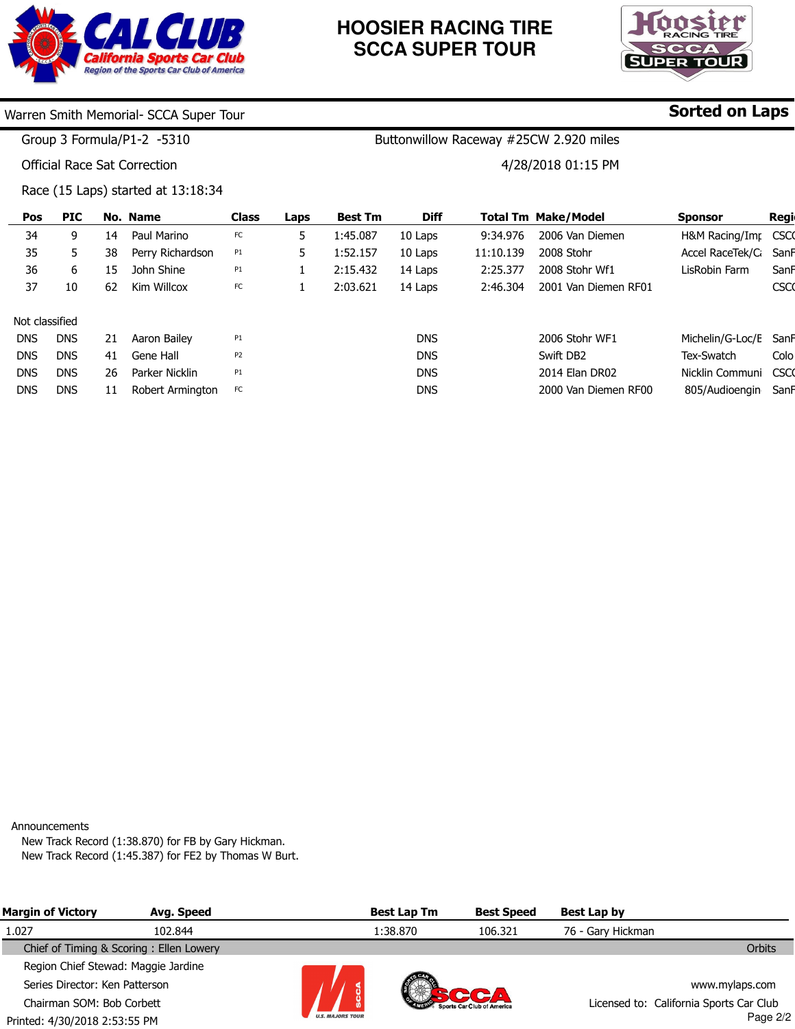# HOOSIER RACING TIRE SCCA SUPER TOUR

Warren Smith Memorial- SCCA Super Tour | **Sorted on Laps**

Group 3 Formula/P1-2 -5310 | Buttonwillow Raceway #25CW 2.920 miles

Official Race Sat Correction | 4/28/2018 01:15 PM

Race (15 Laps) started at 13:18:34

| Pos | PIC | No. | Name | Class | Laps | Best Tm | Diff | Total Tm | Make/Model | Sponsor | Regi |
|---|---|---|---|---|---|---|---|---|---|---|---|
| 34 | 9 | 14 | Paul Marino | FC | 5 | 1:45.087 | 10 Laps | 9:34.976 | 2006 Van Diemen | H&M Racing/Imp | CSCC |
| 35 | 5 | 38 | Perry Richardson | P1 | 5 | 1:52.157 | 10 Laps | 11:10.139 | 2008 Stohr | Accel RaceTek/Ca | SanF |
| 36 | 6 | 15 | John Shine | P1 | 1 | 2:15.432 | 14 Laps | 2:25.377 | 2008 Stohr Wf1 | LisRobin Farm | SanF |
| 37 | 10 | 62 | Kim Willcox | FC | 1 | 2:03.621 | 14 Laps | 2:46.304 | 2001 Van Diemen RF01 | | CSCC |
| Not classified | | | | | | | | | | | |
| DNS | DNS | 21 | Aaron Bailey | P1 | | | DNS | | 2006 Stohr WF1 | Michelin/G-Loc/E | SanF |
| DNS | DNS | 41 | Gene Hall | P2 | | | DNS | | Swift DB2 | Tex-Swatch | Colo |
| DNS | DNS | 26 | Parker Nicklin | P1 | | | DNS | | 2014 Elan DR02 | Nicklin Communi | CSCC |
| DNS | DNS | 11 | Robert Armington | FC | | | DNS | | 2000 Van Diemen RF00 | 805/Audioengin | SanF |

Announcements

New Track Record (1:38.870) for FB by Gary Hickman.
New Track Record (1:45.387) for FE2 by Thomas W Burt.

| Margin of Victory | Avg. Speed | Best Lap Tm | Best Speed | Best Lap by |
|---|---|---|---|---|
| 1.027 | 102.844 | 1:38.870 | 106.321 | 76 - Gary Hickman |

Chief of Timing & Scoring : Ellen Lowery | Orbits

Region Chief Stewad: Maggie Jardine

Series Director: Ken Patterson

Chairman SOM: Bob Corbett

www.mylaps.com

Licensed to: California Sports Car Club

Printed: 4/30/2018 2:53:55 PM